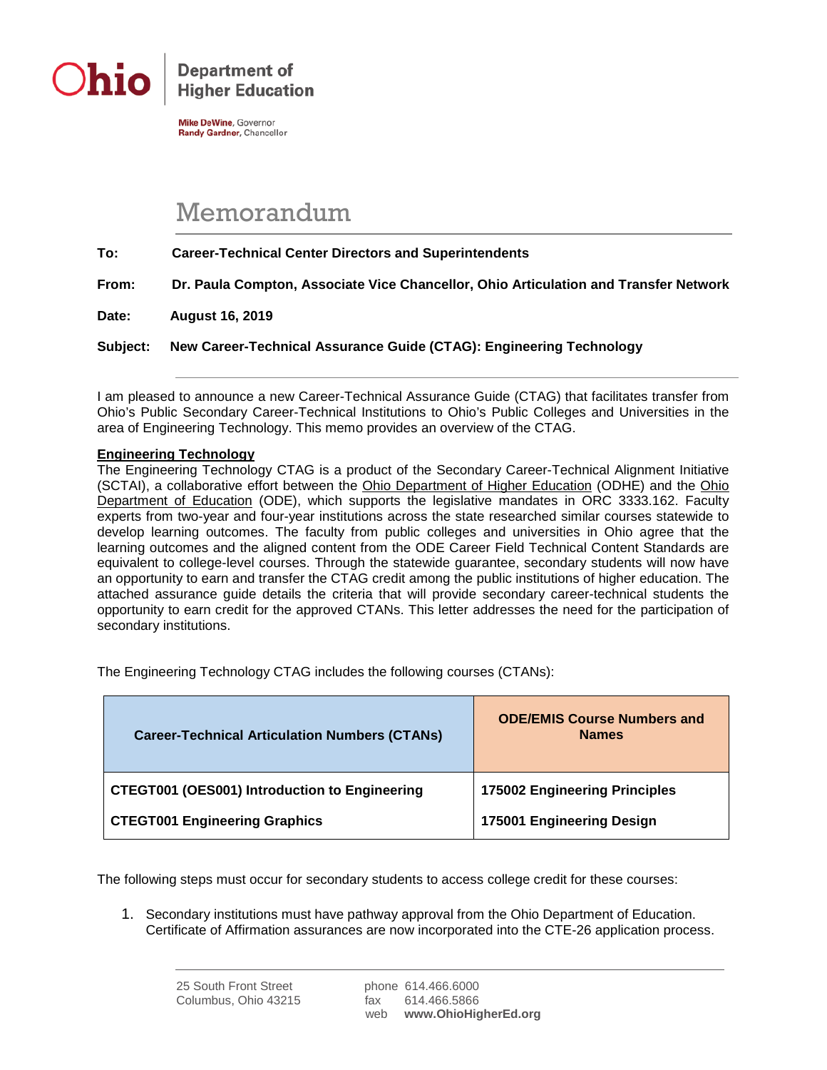**Ohio** | Department of Higher Education

Mike DeWine, Governor
Randy Gardner, Chancellor

# Memorandum

**To:** Career-Technical Center Directors and Superintendents

**From:** Dr. Paula Compton, Associate Vice Chancellor, Ohio Articulation and Transfer Network

**Date:** August 16, 2019

**Subject:** New Career-Technical Assurance Guide (CTAG): Engineering Technology

I am pleased to announce a new Career-Technical Assurance Guide (CTAG) that facilitates transfer from Ohio's Public Secondary Career-Technical Institutions to Ohio's Public Colleges and Universities in the area of Engineering Technology. This memo provides an overview of the CTAG.

**Engineering Technology**

The Engineering Technology CTAG is a product of the Secondary Career-Technical Alignment Initiative (SCTAI), a collaborative effort between the Ohio Department of Higher Education (ODHE) and the Ohio Department of Education (ODE), which supports the legislative mandates in ORC 3333.162. Faculty experts from two-year and four-year institutions across the state researched similar courses statewide to develop learning outcomes. The faculty from public colleges and universities in Ohio agree that the learning outcomes and the aligned content from the ODE Career Field Technical Content Standards are equivalent to college-level courses. Through the statewide guarantee, secondary students will now have an opportunity to earn and transfer the CTAG credit among the public institutions of higher education. The attached assurance guide details the criteria that will provide secondary career-technical students the opportunity to earn credit for the approved CTANs. This letter addresses the need for the participation of secondary institutions.

The Engineering Technology CTAG includes the following courses (CTANs):

| Career-Technical Articulation Numbers (CTANs) | ODE/EMIS Course Numbers and Names |
|---|---|
| **CTEGT001 (OES001) Introduction to Engineering** | **175002 Engineering Principles** |
| **CTEGT001 Engineering Graphics** | **175001 Engineering Design** |

The following steps must occur for secondary students to access college credit for these courses:

1. Secondary institutions must have pathway approval from the Ohio Department of Education. Certificate of Affirmation assurances are now incorporated into the CTE-26 application process.

25 South Front Street
Columbus, Ohio 43215

phone 614.466.6000
fax 614.466.5866
web **www.OhioHigherEd.org**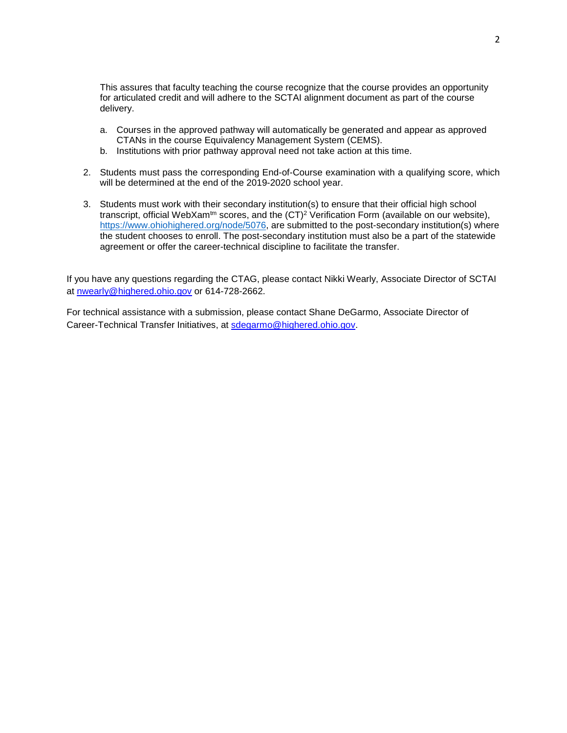This assures that faculty teaching the course recognize that the course provides an opportunity for articulated credit and will adhere to the SCTAI alignment document as part of the course delivery.

   a. Courses in the approved pathway will automatically be generated and appear as approved CTANs in the course Equivalency Management System (CEMS).
   b. Institutions with prior pathway approval need not take action at this time.

2. Students must pass the corresponding End-of-Course examination with a qualifying score, which will be determined at the end of the 2019-2020 school year.

3. Students must work with their secondary institution(s) to ensure that their official high school transcript, official WebXam™ scores, and the $(CT)^2$ Verification Form (available on our website), https://www.ohiohighered.org/node/5076, are submitted to the post-secondary institution(s) where the student chooses to enroll. The post-secondary institution must also be a part of the statewide agreement or offer the career-technical discipline to facilitate the transfer.

If you have any questions regarding the CTAG, please contact Nikki Wearly, Associate Director of SCTAI at nwearly@highered.ohio.gov or 614-728-2662.

For technical assistance with a submission, please contact Shane DeGarmo, Associate Director of Career-Technical Transfer Initiatives, at sdegarmo@highered.ohio.gov.